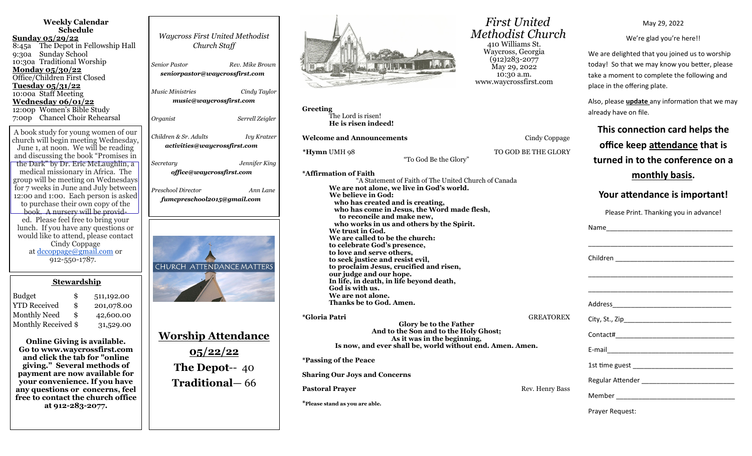## Weekly Calendar Schedule

**Sunday 05/29/22**
8:45a The Depot in Fellowship Hall
9:30a Sunday School
10:30a Traditional Worship

**Monday 05/30/22**
Office/Children First Closed

**Tuesday 05/31/22**
10:00a Staff Meeting

**Wednesday 06/01/22**
12:00p Women's Bible Study
7:00p Chancel Choir Rehearsal

A book study for young women of our church will begin meeting Wednesday, June 1, at noon. We will be reading and discussing the book "Promises in the Dark" by Dr. Eric McLaughlin, a medical missionary in Africa. The group will be meeting on Wednesdays for 7 weeks in June and July between 12:00 and 1:00. Each person is asked to purchase their own copy of the book. A nursery will be provided. Please feel free to bring your lunch. If you have any questions or would like to attend, please contact Cindy Coppage at dccoppage@gmail.com or 912-550-1787.

### Stewardship

| | | |
|---|---|---|
| Budget | $ | 511,192.00 |
| YTD Received | $ | 201,078.00 |
| Monthly Need | $ | 42,600.00 |
| Monthly Received | $ | 31,529.00 |

**Online Giving is available. Go to www.waycrossfirst.com and click the tab for "online giving." Several methods of payment are now available for your convenience. If you have any questions or concerns, feel free to contact the church office at 912-283-2077.**

*Waycross First United Methodist Church Staff*

*Senior Pastor* — *Rev. Mike Brown*
***seniorpastor@waycrossfirst.com***

*Music Ministries* — *Cindy Taylor*
***music@waycrossfirst.com***

*Organist* — *Serrell Zeigler*

*Children & Sr. Adults* — *Ivy Kratzer*
***activities@waycrossfirst.com***

*Secretary* — *Jennifer King*
***office@waycrossfirst.com***

*Preschool Director* — *Ann Lane*
***fumcpreschool2015@gmail.com***

CHURCH ATTENDANCE MATTERS

## Worship Attendance

**05/22/22**

**The Depot**-- 40

**Traditional**— 66

# *First United Methodist Church*

410 Williams St.
Waycross, Georgia
(912)283-2077
May 29, 2022
10:30 a.m.
www.waycrossfirst.com

**Greeting**
The Lord is risen!
**He is risen indeed!**

**Welcome and Announcements** — Cindy Coppage

**\*Hymn** UMH 98 "To God Be the Glory" — TO GOD BE THE GLORY

**\*Affirmation of Faith**
"A Statement of Faith of The United Church of Canada

**We are not alone, we live in God's world.**
**We believe in God:**
**who has created and is creating,**
**who has come in Jesus, the Word made flesh,**
**to reconcile and make new,**
**who works in us and others by the Spirit.**
**We trust in God.**
**We are called to be the church:**
**to celebrate God's presence,**
**to love and serve others,**
**to seek justice and resist evil,**
**to proclaim Jesus, crucified and risen,**
**our judge and our hope.**
**In life, in death, in life beyond death,**
**God is with us.**
**We are not alone.**
**Thanks be to God. Amen.**

**\*Gloria Patri** — GREATOREX

**Glory be to the Father**
**And to the Son and to the Holy Ghost;**
**As it was in the beginning,**
**Is now, and ever shall be, world without end. Amen. Amen.**

**\*Passing of the Peace**

**Sharing Our Joys and Concerns**

**Pastoral Prayer** — Rev. Henry Bass

**\*Please stand as you are able.**

May 29, 2022

We're glad you're here!!

We are delighted that you joined us to worship today! So that we may know you better, please take a moment to complete the following and place in the offering plate.

Also, please **update** any information that we may already have on file.

**This connection card helps the office keep attendance that is turned in to the conference on a monthly basis.**

**Your attendance is important!**

Please Print. Thanking you in advance!

Name\_\_\_\_\_\_\_\_\_\_\_\_\_\_\_\_\_\_\_\_\_\_\_\_\_\_\_\_\_\_

\_\_\_\_\_\_\_\_\_\_\_\_\_\_\_\_\_\_\_\_\_\_\_\_\_\_\_\_\_\_\_\_\_\_

Children \_\_\_\_\_\_\_\_\_\_\_\_\_\_\_\_\_\_\_\_\_\_\_\_\_\_\_

\_\_\_\_\_\_\_\_\_\_\_\_\_\_\_\_\_\_\_\_\_\_\_\_\_\_\_\_\_\_\_\_\_\_

\_\_\_\_\_\_\_\_\_\_\_\_\_\_\_\_\_\_\_\_\_\_\_\_\_\_\_\_\_\_\_\_\_\_

Address\_\_\_\_\_\_\_\_\_\_\_\_\_\_\_\_\_\_\_\_\_\_\_\_\_\_\_\_

City, St., Zip\_\_\_\_\_\_\_\_\_\_\_\_\_\_\_\_\_\_\_\_\_\_\_\_

Contact#\_\_\_\_\_\_\_\_\_\_\_\_\_\_\_\_\_\_\_\_\_\_\_\_\_\_\_

E-mail\_\_\_\_\_\_\_\_\_\_\_\_\_\_\_\_\_\_\_\_\_\_\_\_\_\_\_\_\_

1st time guest \_\_\_\_\_\_\_\_\_\_\_\_\_\_\_\_\_\_\_\_\_\_\_

Regular Attender \_\_\_\_\_\_\_\_\_\_\_\_\_\_\_\_\_\_\_\_\_

Member \_\_\_\_\_\_\_\_\_\_\_\_\_\_\_\_\_\_\_\_\_\_\_\_\_\_\_\_

Prayer Request: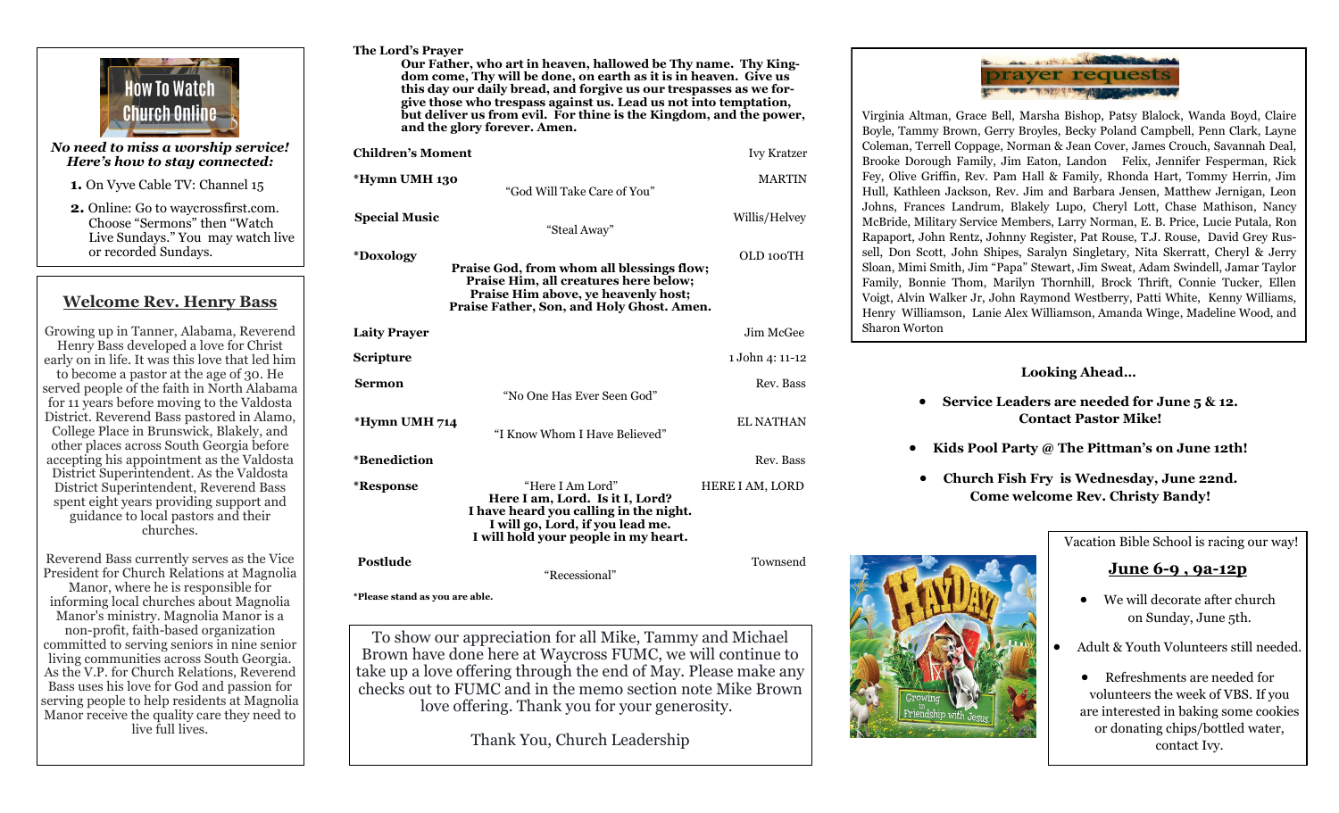## How To Watch Church Online

***No need to miss a worship service! Here's how to stay connected:***

1. On Vyve Cable TV: Channel 15
2. Online: Go to waycrossfirst.com. Choose "Sermons" then "Watch Live Sundays." You may watch live or recorded Sundays.

## Welcome Rev. Henry Bass

Growing up in Tanner, Alabama, Reverend Henry Bass developed a love for Christ early on in life. It was this love that led him to become a pastor at the age of 30. He served people of the faith in North Alabama for 11 years before moving to the Valdosta District. Reverend Bass pastored in Alamo, College Place in Brunswick, Blakely, and other places across South Georgia before accepting his appointment as the Valdosta District Superintendent. As the Valdosta District Superintendent, Reverend Bass spent eight years providing support and guidance to local pastors and their churches.

Reverend Bass currently serves as the Vice President for Church Relations at Magnolia Manor, where he is responsible for informing local churches about Magnolia Manor's ministry. Magnolia Manor is a non-profit, faith-based organization committed to serving seniors in nine senior living communities across South Georgia. As the V.P. for Church Relations, Reverend Bass uses his love for God and passion for serving people to help residents at Magnolia Manor receive the quality care they need to live full lives.

**The Lord's Prayer**

**Our Father, who art in heaven, hallowed be Thy name. Thy Kingdom come, Thy will be done, on earth as it is in heaven. Give us this day our daily bread, and forgive us our trespasses as we forgive those who trespass against us. Lead us not into temptation, but deliver us from evil. For thine is the Kingdom, and the power, and the glory forever. Amen.**

**Children's Moment** — Ivy Kratzer

***Hymn UMH 130** — "God Will Take Care of You" — MARTIN

**Special Music** — "Steal Away" — Willis/Helvey

***Doxology** — OLD 100TH

**Praise God, from whom all blessings flow;**
**Praise Him, all creatures here below;**
**Praise Him above, ye heavenly host;**
**Praise Father, Son, and Holy Ghost. Amen.**

**Laity Prayer** — Jim McGee

**Scripture** — 1 John 4: 11-12

**Sermon** — "No One Has Ever Seen God" — Rev. Bass

***Hymn UMH 714** — "I Know Whom I Have Believed" — EL NATHAN

***Benediction** — Rev. Bass

***Response** — "Here I Am Lord" — HERE I AM, LORD

**Here I am, Lord. Is it I, Lord?**
**I have heard you calling in the night.**
**I will go, Lord, if you lead me.**
**I will hold your people in my heart.**

**Postlude** — "Recessional" — Townsend

***Please stand as you are able.**

To show our appreciation for all Mike, Tammy and Michael Brown have done here at Waycross FUMC, we will continue to take up a love offering through the end of May. Please make any checks out to FUMC and in the memo section note Mike Brown love offering. Thank you for your generosity.

Thank You, Church Leadership

## prayer requests

Virginia Altman, Grace Bell, Marsha Bishop, Patsy Blalock, Wanda Boyd, Claire Boyle, Tammy Brown, Gerry Broyles, Becky Poland Campbell, Penn Clark, Layne Coleman, Terrell Coppage, Norman & Jean Cover, James Crouch, Savannah Deal, Brooke Dorough Family, Jim Eaton, Landon Felix, Jennifer Fesperman, Rick Fey, Olive Griffin, Rev. Pam Hall & Family, Rhonda Hart, Tommy Herrin, Jim Hull, Kathleen Jackson, Rev. Jim and Barbara Jensen, Matthew Jernigan, Leon Johns, Frances Landrum, Blakely Lupo, Cheryl Lott, Chase Mathison, Mary McBride, Military Service Members, Larry Norman, E. B. Price, Lucie Putala, Ron Rapaport, John Rentz, Johnny Register, Pat Rouse, T.J. Rouse, David Grey Russell, Don Scott, John Shipes, Saralyn Singletary, Nita Skerratt, Cheryl & Jerry Sloan, Mimi Smith, Jim "Papa" Stewart, Jim Sweat, Adam Swindell, Jamar Taylor Family, Bonnie Thom, Marilyn Thornhill, Brock Thrift, Connie Tucker, Ellen Voigt, Alvin Walker Jr, John Raymond Westberry, Patti White, Kenny Williams, Henry Williamson, Lanie Alex Williamson, Amanda Winge, Madeline Wood, and Sharon Worton

**Looking Ahead…**

- **Service Leaders are needed for June 5 & 12. Contact Pastor Mike!**
- **Kids Pool Party @ The Pittman's on June 12th!**
- **Church Fish Fry is Wednesday, June 22nd. Come welcome Rev. Christy Bandy!**

Vacation Bible School is racing our way!

**June 6-9 , 9a-12p**

- We will decorate after church on Sunday, June 5th.
- Adult & Youth Volunteers still needed.
- Refreshments are needed for volunteers the week of VBS. If you are interested in baking some cookies or donating chips/bottled water, contact Ivy.